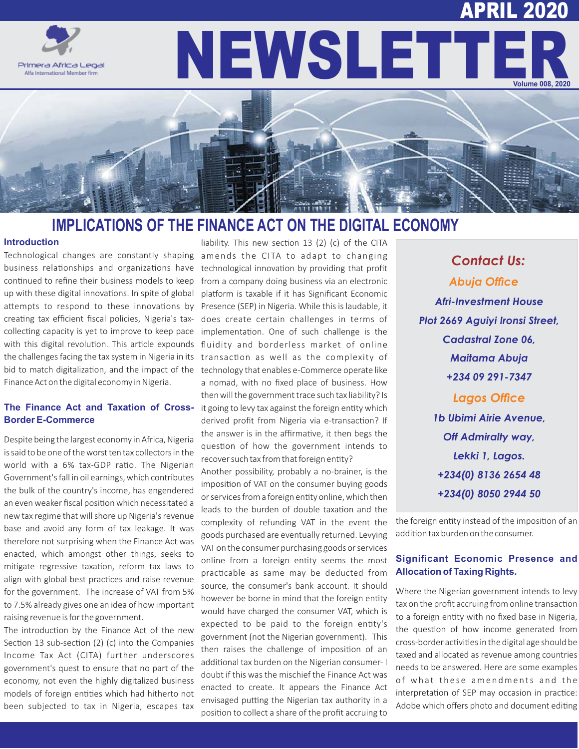# IMPLICATIONS OF THE FINANCE ACT ON THE DIGITAL ECONOMY

## Introduction

Technological changes are constantly shaping business relationships and organizations have continued to refine their business models to keep up with these digital innovations. In spite of global attempts to respond to these innovations by creating tax efficient fiscal policies, Nigeria's tax-collecting capacity is yet to improve to keep pace with this digital revolution. This article expounds the challenges facing the tax system in Nigeria in its bid to match digitalization, and the impact of the Finance Act on the digital economy in Nigeria.

## The Finance Act and Taxation of Cross-Border E-Commerce

Despite being the largest economy in Africa, Nigeria is said to be one of the worst ten tax collectors in the world with a 6% tax-GDP ratio. The Nigerian Government's fall in oil earnings, which contributes the bulk of the country's income, has engendered an even weaker fiscal position which necessitated a new tax regime that will shore up Nigeria's revenue base and avoid any form of tax leakage. It was therefore not surprising when the Finance Act was enacted, which amongst other things, seeks to mitigate regressive taxation, reform tax laws to align with global best practices and raise revenue for the government. The increase of VAT from 5% to 7.5% already gives one an idea of how important raising revenue is for the government.

The introduction by the Finance Act of the new Section 13 sub-section (2) (c) into the Companies Income Tax Act (CITA) further underscores government's quest to ensure that no part of the economy, not even the highly digitalized business models of foreign entities which had hitherto not been subjected to tax in Nigeria, escapes tax liability. This new section 13 (2) (c) of the CITA amends the CITA to adapt to changing technological innovation by providing that profit from a company doing business via an electronic platform is taxable if it has Significant Economic Presence (SEP) in Nigeria. While this is laudable, it does create certain challenges in terms of implementation. One of such challenge is the fluidity and borderless market of online transaction as well as the complexity of technology that enables e-Commerce operate like a nomad, with no fixed place of business. How then will the government trace such tax liability? Is it going to levy tax against the foreign entity which derived profit from Nigeria via e-transaction? If the answer is in the affirmative, it then begs the question of how the government intends to recover such tax from that foreign entity?

Another possibility, probably a no-brainer, is the imposition of VAT on the consumer buying goods or services from a foreign entity online, which then leads to the burden of double taxation and the complexity of refunding VAT in the event the goods purchased are eventually returned. Levying VAT on the consumer purchasing goods or services online from a foreign entity seems the most practicable as same may be deducted from source, the consumer's bank account. It should however be borne in mind that the foreign entity would have charged the consumer VAT, which is expected to be paid to the foreign entity's government (not the Nigerian government). This then raises the challenge of imposition of an additional tax burden on the Nigerian consumer- I doubt if this was the mischief the Finance Act was enacted to create. It appears the Finance Act envisaged putting the Nigerian tax authority in a position to collect a share of the profit accruing to the foreign entity instead of the imposition of an addition tax burden on the consumer.

## Significant Economic Presence and Allocation of Taxing Rights.

Where the Nigerian government intends to levy tax on the profit accruing from online transaction to a foreign entity with no fixed base in Nigeria, the question of how income generated from cross-border activities in the digital age should be taxed and allocated as revenue among countries needs to be answered. Here are some examples of what these amendments and the interpretation of SEP may occasion in practice: Adobe which offers photo and document editing

***Contact Us:***

***Abuja Office***

***Afri-Investment House***
***Plot 2669 Aguiyi Ironsi Street,***
***Cadastral Zone 06,***
***Maitama Abuja***
***+234 09 291-7347***

***Lagos Office***

***1b Ubimi Airie Avenue,***
***Off Admiralty way,***
***Lekki 1, Lagos.***
***+234(0) 8136 2654 48***
***+234(0) 8050 2944 50***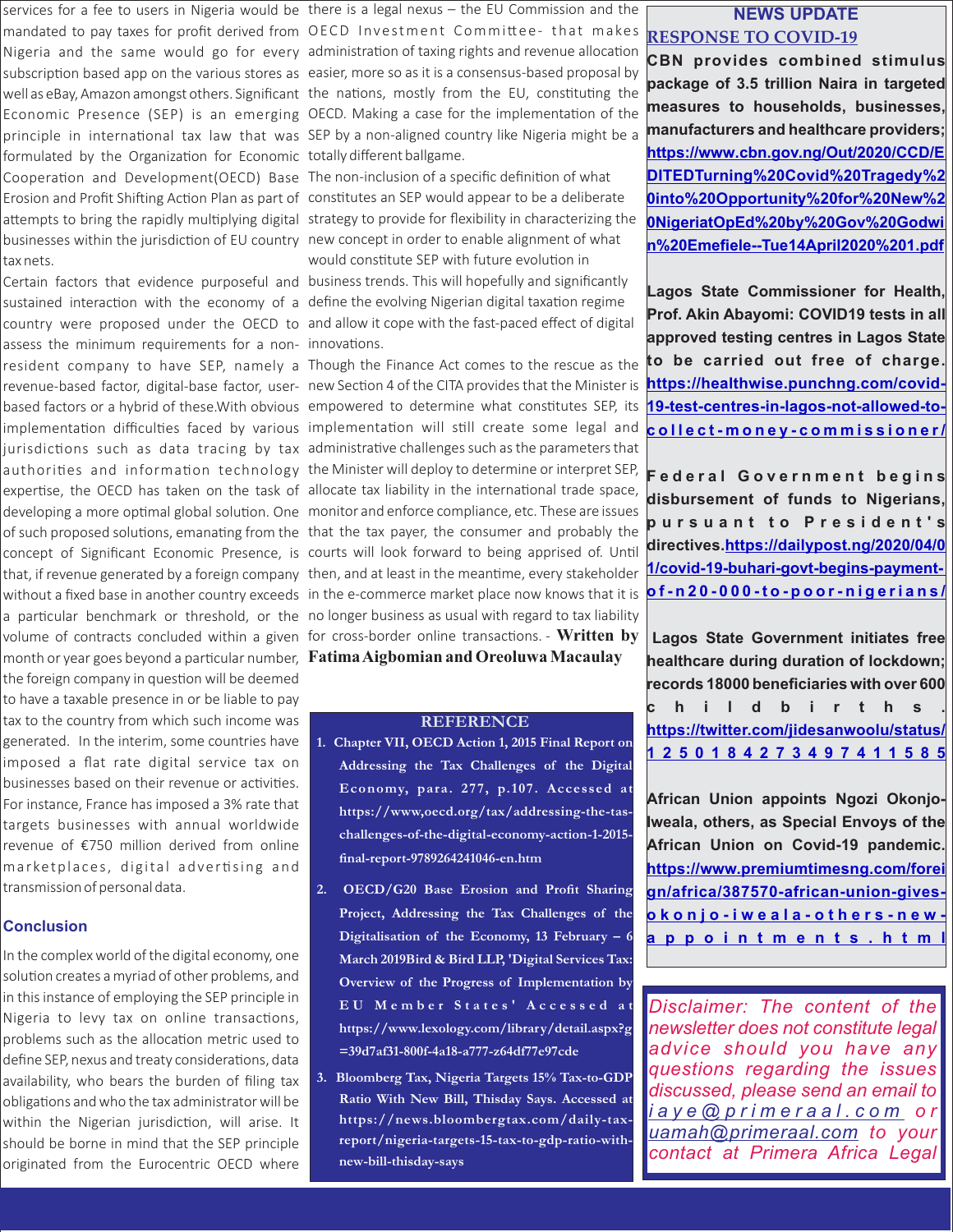services for a fee to users in Nigeria would be mandated to pay taxes for profit derived from Nigeria and the same would go for every subscription based app on the various stores as well as eBay, Amazon amongst others. Significant Economic Presence (SEP) is an emerging principle in international tax law that was formulated by the Organization for Economic Cooperation and Development(OECD) Base Erosion and Profit Shifting Action Plan as part of attempts to bring the rapidly multiplying digital businesses within the jurisdiction of EU country tax nets.

Certain factors that evidence purposeful and sustained interaction with the economy of a country were proposed under the OECD to assess the minimum requirements for a non-resident company to have SEP, namely a revenue-based factor, digital-base factor, user-based factors or a hybrid of these.With obvious implementation difficulties faced by various jurisdictions such as data tracing by tax authorities and information technology expertise, the OECD has taken on the task of developing a more optimal global solution. One of such proposed solutions, emanating from the concept of Significant Economic Presence, is that, if revenue generated by a foreign company without a fixed base in another country exceeds a particular benchmark or threshold, or the volume of contracts concluded within a given month or year goes beyond a particular number, the foreign company in question will be deemed to have a taxable presence in or be liable to pay tax to the country from which such income was generated. In the interim, some countries have imposed a flat rate digital service tax on businesses based on their revenue or activities. For instance, France has imposed a 3% rate that targets businesses with annual worldwide revenue of €750 million derived from online marketplaces, digital advertising and transmission of personal data.

## Conclusion

In the complex world of the digital economy, one solution creates a myriad of other problems, and in this instance of employing the SEP principle in Nigeria to levy tax on online transactions, problems such as the allocation metric used to define SEP, nexus and treaty considerations, data availability, who bears the burden of filing tax obligations and who the tax administrator will be within the Nigerian jurisdiction, will arise. It should be borne in mind that the SEP principle originated from the Eurocentric OECD where there is a legal nexus – the EU Commission and the OECD Investment Committee- that makes administration of taxing rights and revenue allocation easier, more so as it is a consensus-based proposal by the nations, mostly from the EU, constituting the OECD. Making a case for the implementation of the SEP by a non-aligned country like Nigeria might be a totally different ballgame.

The non-inclusion of a specific definition of what constitutes an SEP would appear to be a deliberate strategy to provide for flexibility in characterizing the new concept in order to enable alignment of what would constitute SEP with future evolution in business trends. This will hopefully and significantly define the evolving Nigerian digital taxation regime and allow it cope with the fast-paced effect of digital innovations.

Though the Finance Act comes to the rescue as the new Section 4 of the CITA provides that the Minister is empowered to determine what constitutes SEP, its implementation will still create some legal and administrative challenges such as the parameters that the Minister will deploy to determine or interpret SEP, allocate tax liability in the international trade space, monitor and enforce compliance, etc. These are issues that the tax payer, the consumer and probably the courts will look forward to being apprised of. Until then, and at least in the meantime, every stakeholder in the e-commerce market place now knows that it is no longer business as usual with regard to tax liability for cross-border online transactions. - **Written by Fatima Aigbomian and Oreoluwa Macaulay**

## REFERENCE

1. Chapter VII, OECD Action 1, 2015 Final Report on Addressing the Tax Challenges of the Digital Economy, para. 277, p.107. Accessed at https://www,oecd.org/tax/addressing-the-tas-challenges-of-the-digital-economy-action-1-2015-final-report-9789264241046-en.htm
2. OECD/G20 Base Erosion and Profit Sharing Project, Addressing the Tax Challenges of the Digitalisation of the Economy, 13 February – 6 March 2019Bird & Bird LLP, 'Digital Services Tax: Overview of the Progress of Implementation by EU Member States' Accessed at https://www.lexology.com/library/detail.aspx?g=39d7af31-800f-4a18-a777-z64df77e97cde
3. Bloomberg Tax, Nigeria Targets 15% Tax-to-GDP Ratio With New Bill, Thisday Says. Accessed at https://news.bloombergtax.com/daily-tax-report/nigeria-targets-15-tax-to-gdp-ratio-with-new-bill-thisday-says

## NEWS UPDATE

### RESPONSE TO COVID-19

**CBN provides combined stimulus package of 3.5 trillion Naira in targeted measures to households, businesses, manufacturers and healthcare providers;** https://www.cbn.gov.ng/Out/2020/CCD/EDITEDTurning%20Covid%20Tragedy%20into%20Opportunity%20for%20New%20NigeriatOpEd%20by%20Gov%20Godwin%20Emefiele--Tue14April2020%201.pdf

**Lagos State Commissioner for Health, Prof. Akin Abayomi: COVID19 tests in all approved testing centres in Lagos State to be carried out free of charge.** https://healthwise.punchng.com/covid-19-test-centres-in-lagos-not-allowed-to-collect-money-commissioner/

**Federal Government begins disbursement of funds to Nigerians, pursuant to President's directives.** https://dailypost.ng/2020/04/01/covid-19-buhari-govt-begins-payment-of-n20-000-to-poor-nigerians/

**Lagos State Government initiates free healthcare during duration of lockdown; records 18000 beneficiaries with over 600 childbirths.** https://twitter.com/jidesanwoolu/status/1250184273497411585

**African Union appoints Ngozi Okonjo-Iweala, others, as Special Envoys of the African Union on Covid-19 pandemic.** https://www.premiumtimesng.com/foreign/africa/387570-african-union-gives-okonjo-iweala-others-new-appointments.html

*Disclaimer: The content of the newsletter does not constitute legal advice should you have any questions regarding the issues discussed, please send an email to iaye@primeraal.com or uamah@primeraal.com to your contact at Primera Africa Legal*